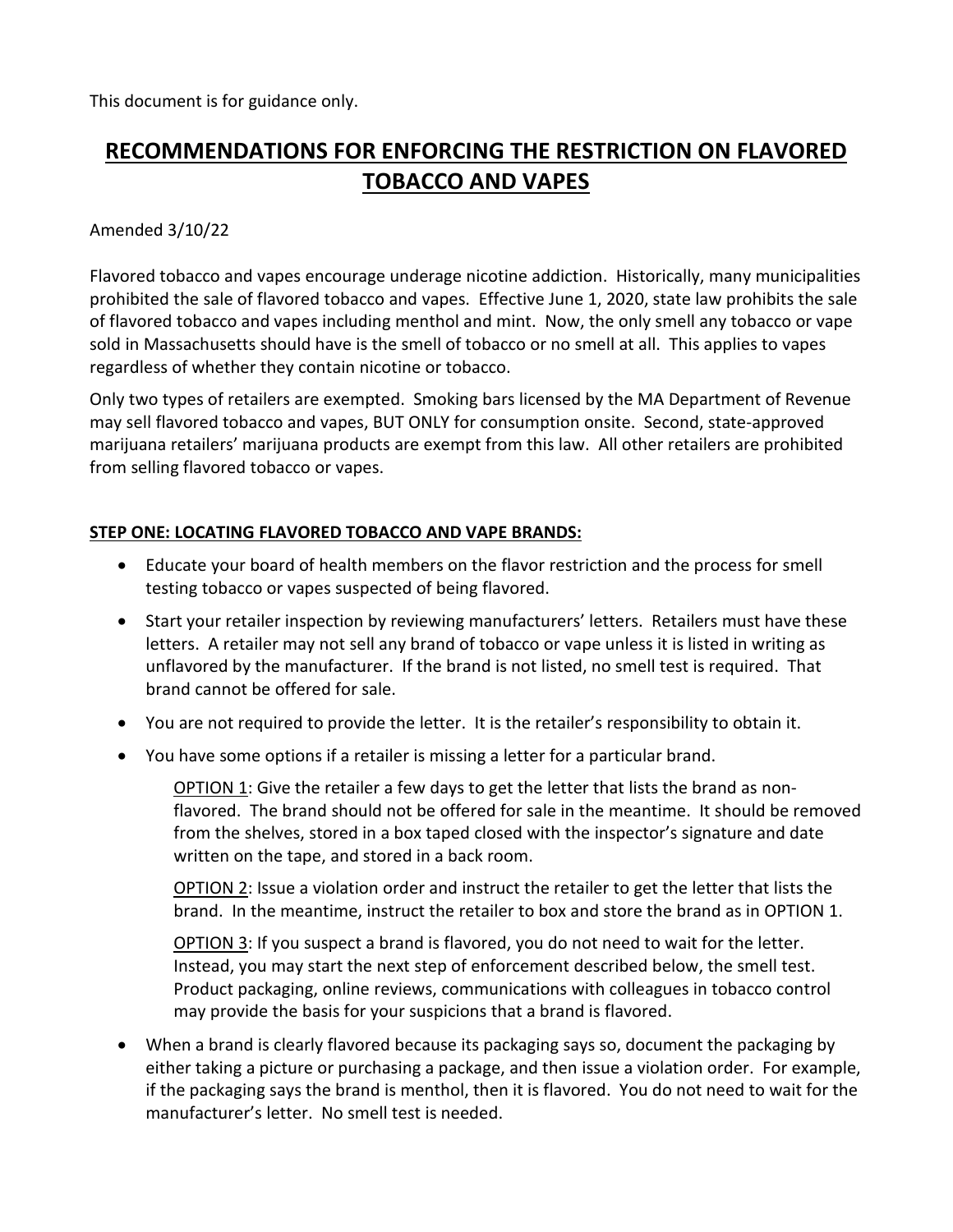This document is for guidance only.

# RECOMMENDATIONS FOR ENFORCING THE RESTRICTION ON FLAVORED TOBACCO AND VAPES

Amended 3/10/22

Flavored tobacco and vapes encourage underage nicotine addiction. Historically, many municipalities prohibited the sale of flavored tobacco and vapes. Effective June 1, 2020, state law prohibits the sale of flavored tobacco and vapes including menthol and mint. Now, the only smell any tobacco or vape sold in Massachusetts should have is the smell of tobacco or no smell at all. This applies to vapes regardless of whether they contain nicotine or tobacco.

Only two types of retailers are exempted. Smoking bars licensed by the MA Department of Revenue may sell flavored tobacco and vapes, BUT ONLY for consumption onsite. Second, state-approved marijuana retailers' marijuana products are exempt from this law. All other retailers are prohibited from selling flavored tobacco or vapes.

## STEP ONE: LOCATING FLAVORED TOBACCO AND VAPE BRANDS:

- Educate your board of health members on the flavor restriction and the process for smell testing tobacco or vapes suspected of being flavored.
- Start your retailer inspection by reviewing manufacturers' letters. Retailers must have these letters. A retailer may not sell any brand of tobacco or vape unless it is listed in writing as unflavored by the manufacturer. If the brand is not listed, no smell test is required. That brand cannot be offered for sale.
- You are not required to provide the letter. It is the retailer's responsibility to obtain it.
- You have some options if a retailer is missing a letter for a particular brand.

  OPTION 1: Give the retailer a few days to get the letter that lists the brand as non-flavored. The brand should not be offered for sale in the meantime. It should be removed from the shelves, stored in a box taped closed with the inspector's signature and date written on the tape, and stored in a back room.

  OPTION 2: Issue a violation order and instruct the retailer to get the letter that lists the brand. In the meantime, instruct the retailer to box and store the brand as in OPTION 1.

  OPTION 3: If you suspect a brand is flavored, you do not need to wait for the letter. Instead, you may start the next step of enforcement described below, the smell test. Product packaging, online reviews, communications with colleagues in tobacco control may provide the basis for your suspicions that a brand is flavored.

- When a brand is clearly flavored because its packaging says so, document the packaging by either taking a picture or purchasing a package, and then issue a violation order. For example, if the packaging says the brand is menthol, then it is flavored. You do not need to wait for the manufacturer's letter. No smell test is needed.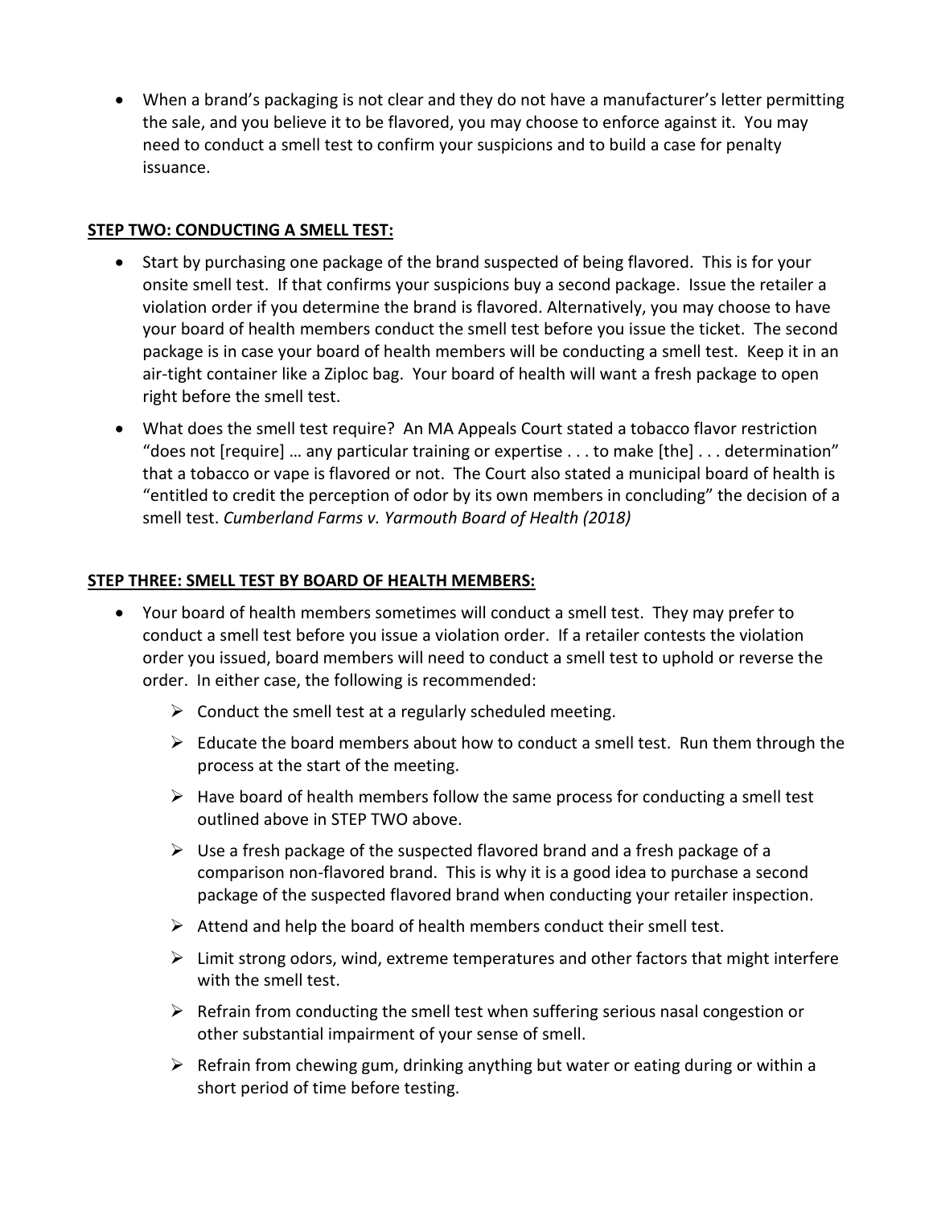- When a brand's packaging is not clear and they do not have a manufacturer's letter permitting the sale, and you believe it to be flavored, you may choose to enforce against it. You may need to conduct a smell test to confirm your suspicions and to build a case for penalty issuance.

**STEP TWO: CONDUCTING A SMELL TEST:**

- Start by purchasing one package of the brand suspected of being flavored. This is for your onsite smell test. If that confirms your suspicions buy a second package. Issue the retailer a violation order if you determine the brand is flavored. Alternatively, you may choose to have your board of health members conduct the smell test before you issue the ticket. The second package is in case your board of health members will be conducting a smell test. Keep it in an air-tight container like a Ziploc bag. Your board of health will want a fresh package to open right before the smell test.
- What does the smell test require? An MA Appeals Court stated a tobacco flavor restriction "does not [require] … any particular training or expertise . . . to make [the] . . . determination" that a tobacco or vape is flavored or not. The Court also stated a municipal board of health is "entitled to credit the perception of odor by its own members in concluding" the decision of a smell test. *Cumberland Farms v. Yarmouth Board of Health (2018)*

**STEP THREE: SMELL TEST BY BOARD OF HEALTH MEMBERS:**

- Your board of health members sometimes will conduct a smell test. They may prefer to conduct a smell test before you issue a violation order. If a retailer contests the violation order you issued, board members will need to conduct a smell test to uphold or reverse the order. In either case, the following is recommended:
  - Conduct the smell test at a regularly scheduled meeting.
  - Educate the board members about how to conduct a smell test. Run them through the process at the start of the meeting.
  - Have board of health members follow the same process for conducting a smell test outlined above in STEP TWO above.
  - Use a fresh package of the suspected flavored brand and a fresh package of a comparison non-flavored brand. This is why it is a good idea to purchase a second package of the suspected flavored brand when conducting your retailer inspection.
  - Attend and help the board of health members conduct their smell test.
  - Limit strong odors, wind, extreme temperatures and other factors that might interfere with the smell test.
  - Refrain from conducting the smell test when suffering serious nasal congestion or other substantial impairment of your sense of smell.
  - Refrain from chewing gum, drinking anything but water or eating during or within a short period of time before testing.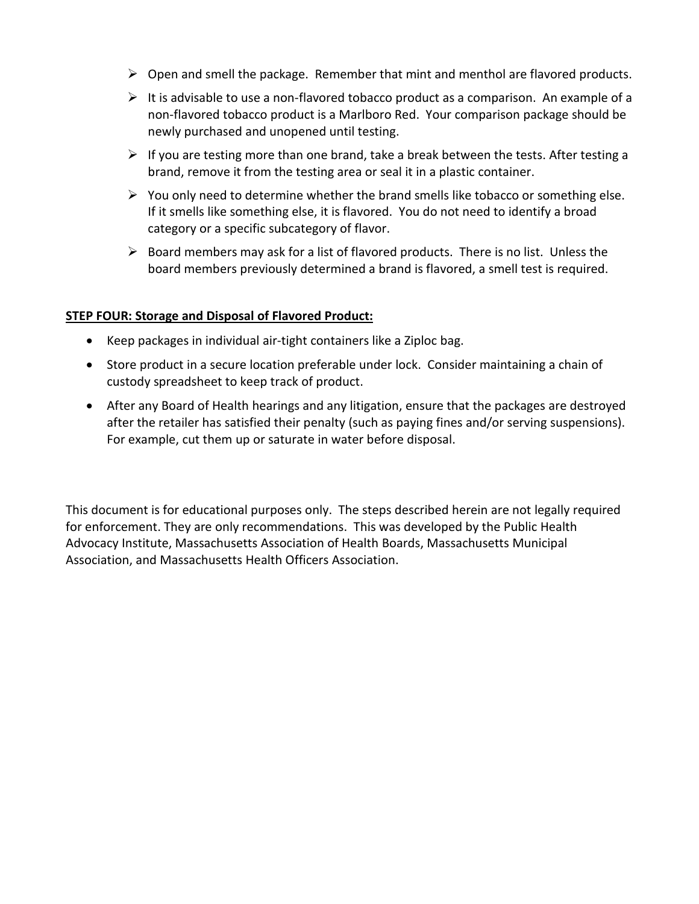- Open and smell the package. Remember that mint and menthol are flavored products.
- It is advisable to use a non-flavored tobacco product as a comparison. An example of a non-flavored tobacco product is a Marlboro Red. Your comparison package should be newly purchased and unopened until testing.
- If you are testing more than one brand, take a break between the tests. After testing a brand, remove it from the testing area or seal it in a plastic container.
- You only need to determine whether the brand smells like tobacco or something else. If it smells like something else, it is flavored. You do not need to identify a broad category or a specific subcategory of flavor.
- Board members may ask for a list of flavored products. There is no list. Unless the board members previously determined a brand is flavored, a smell test is required.

**STEP FOUR: Storage and Disposal of Flavored Product:**

- Keep packages in individual air-tight containers like a Ziploc bag.
- Store product in a secure location preferable under lock. Consider maintaining a chain of custody spreadsheet to keep track of product.
- After any Board of Health hearings and any litigation, ensure that the packages are destroyed after the retailer has satisfied their penalty (such as paying fines and/or serving suspensions). For example, cut them up or saturate in water before disposal.

This document is for educational purposes only. The steps described herein are not legally required for enforcement. They are only recommendations. This was developed by the Public Health Advocacy Institute, Massachusetts Association of Health Boards, Massachusetts Municipal Association, and Massachusetts Health Officers Association.